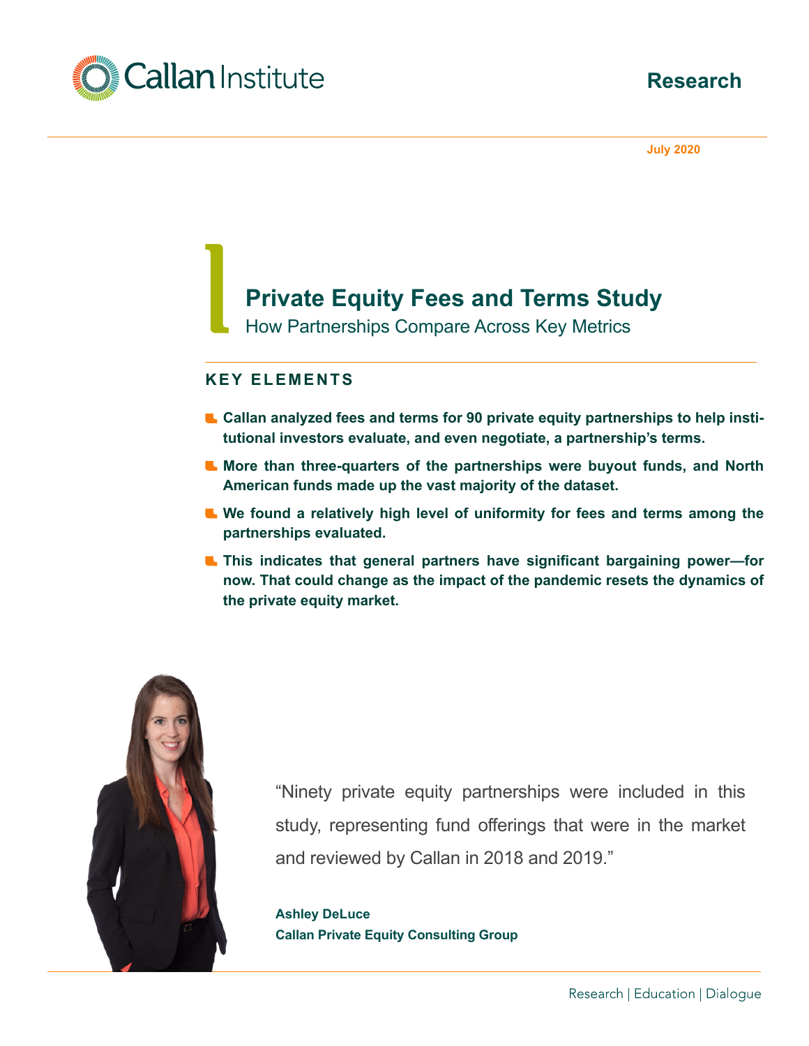Callan Institute

Research

July 2020

# Private Equity Fees and Terms Study

## How Partnerships Compare Across Key Metrics

### KEY ELEMENTS

- **Callan analyzed fees and terms for 90 private equity partnerships to help institutional investors evaluate, and even negotiate, a partnership's terms.**
- **More than three-quarters of the partnerships were buyout funds, and North American funds made up the vast majority of the dataset.**
- **We found a relatively high level of uniformity for fees and terms among the partnerships evaluated.**
- **This indicates that general partners have significant bargaining power—for now. That could change as the impact of the pandemic resets the dynamics of the private equity market.**

"Ninety private equity partnerships were included in this study, representing fund offerings that were in the market and reviewed by Callan in 2018 and 2019."

**Ashley DeLuce**
**Callan Private Equity Consulting Group**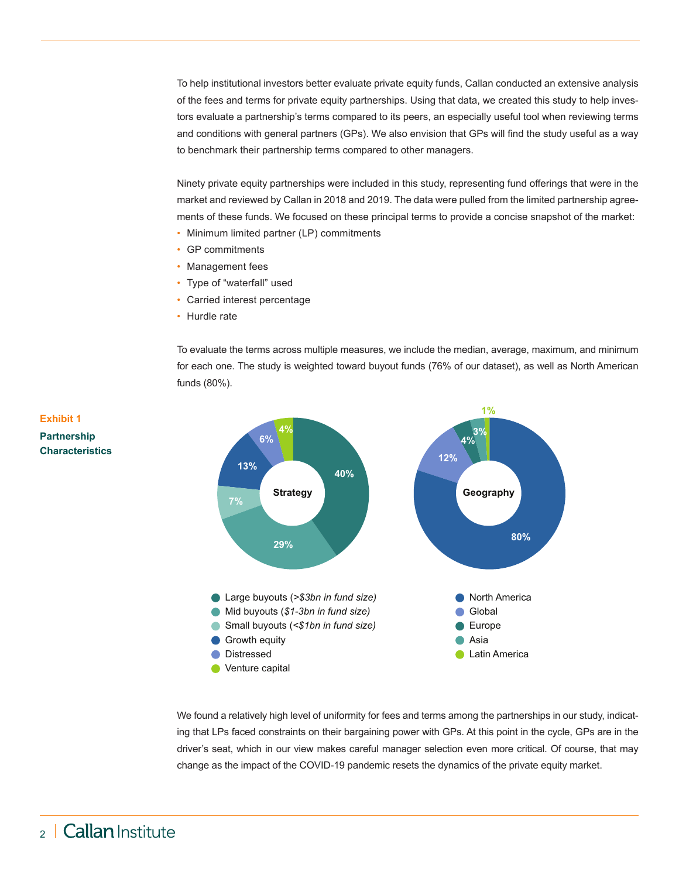To help institutional investors better evaluate private equity funds, Callan conducted an extensive analysis of the fees and terms for private equity partnerships. Using that data, we created this study to help investors evaluate a partnership's terms compared to its peers, an especially useful tool when reviewing terms and conditions with general partners (GPs). We also envision that GPs will find the study useful as a way to benchmark their partnership terms compared to other managers.

Ninety private equity partnerships were included in this study, representing fund offerings that were in the market and reviewed by Callan in 2018 and 2019. The data were pulled from the limited partnership agreements of these funds. We focused on these principal terms to provide a concise snapshot of the market:

- Minimum limited partner (LP) commitments
- GP commitments
- Management fees
- Type of "waterfall" used
- Carried interest percentage
- Hurdle rate

To evaluate the terms across multiple measures, we include the median, average, maximum, and minimum for each one. The study is weighted toward buyout funds (76% of our dataset), as well as North American funds (80%).

**Exhibit 1**

**Partnership Characteristics**

**Strategy**

| Strategy | Share |
|---|---|
| Large buyouts (*>$3bn in fund size*) | 40% |
| Mid buyouts (*$1-3bn in fund size*) | 29% |
| Small buyouts (*<$1bn in fund size*) | 7% |
| Growth equity | 13% |
| Distressed | 6% |
| Venture capital | 4% |

**Geography**

| Geography | Share |
|---|---|
| North America | 80% |
| Global | 12% |
| Europe | 4% |
| Asia | 3% |
| Latin America | 1% |

We found a relatively high level of uniformity for fees and terms among the partnerships in our study, indicating that LPs faced constraints on their bargaining power with GPs. At this point in the cycle, GPs are in the driver's seat, which in our view makes careful manager selection even more critical. Of course, that may change as the impact of the COVID-19 pandemic resets the dynamics of the private equity market.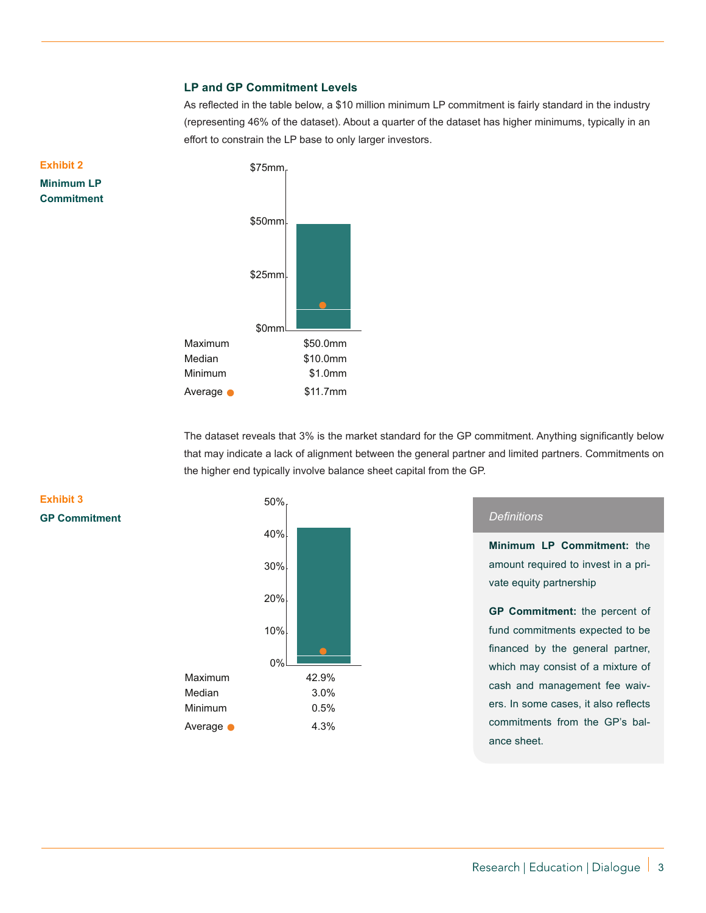## LP and GP Commitment Levels

As reflected in the table below, a $10 million minimum LP commitment is fairly standard in the industry (representing 46% of the dataset). About a quarter of the dataset has higher minimums, typically in an effort to constrain the LP base to only larger investors.

**Exhibit 2**

**Minimum LP Commitment**

| | |
|---|---|
| Maximum | $50.0mm |
| Median | $10.0mm |
| Minimum | $1.0mm |
| Average ● | $11.7mm |

The dataset reveals that 3% is the market standard for the GP commitment. Anything significantly below that may indicate a lack of alignment between the general partner and limited partners. Commitments on the higher end typically involve balance sheet capital from the GP.

**Exhibit 3**

**GP Commitment**

| | |
|---|---|
| Maximum | 42.9% |
| Median | 3.0% |
| Minimum | 0.5% |
| Average ● | 4.3% |

*Definitions*

**Minimum LP Commitment:** the amount required to invest in a private equity partnership

**GP Commitment:** the percent of fund commitments expected to be financed by the general partner, which may consist of a mixture of cash and management fee waivers. In some cases, it also reflects commitments from the GP's balance sheet.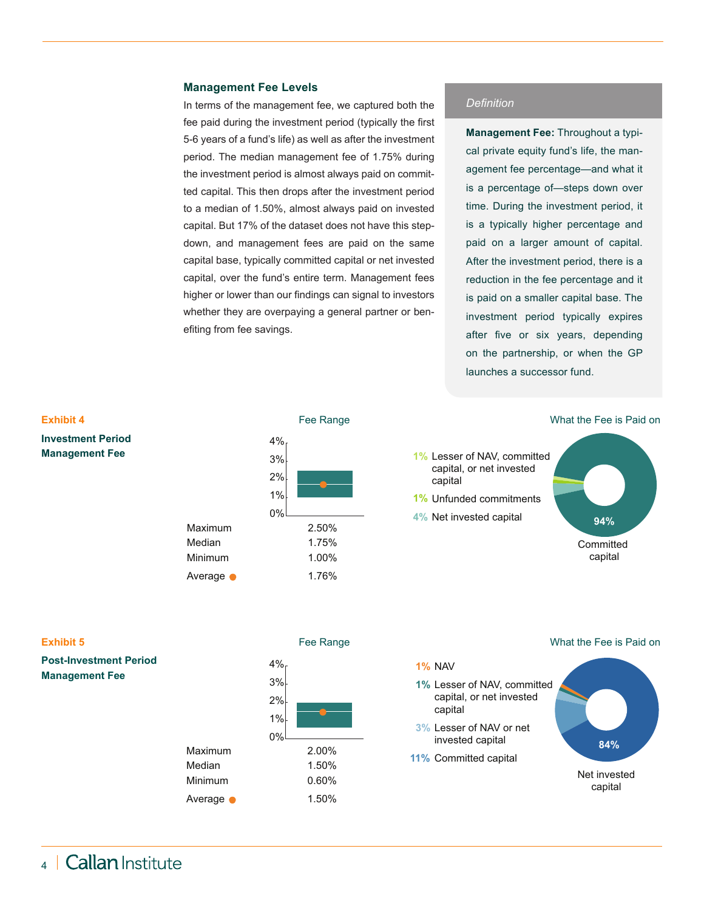### Management Fee Levels

In terms of the management fee, we captured both the fee paid during the investment period (typically the first 5-6 years of a fund's life) as well as after the investment period. The median management fee of 1.75% during the investment period is almost always paid on committed capital. This then drops after the investment period to a median of 1.50%, almost always paid on invested capital. But 17% of the dataset does not have this step-down, and management fees are paid on the same capital base, typically committed capital or net invested capital, over the fund's entire term. Management fees higher or lower than our findings can signal to investors whether they are overpaying a general partner or benefiting from fee savings.

> *Definition*
>
> **Management Fee:** Throughout a typical private equity fund's life, the management fee percentage—and what it is a percentage of—steps down over time. During the investment period, it is a typically higher percentage and paid on a larger amount of capital. After the investment period, there is a reduction in the fee percentage and it is paid on a smaller capital base. The investment period typically expires after five or six years, depending on the partnership, or when the GP launches a successor fund.

**Exhibit 4**

**Investment Period Management Fee**

Fee Range

| | |
|---|---|
| Maximum | 2.50% |
| Median | 1.75% |
| Minimum | 1.00% |
| Average | 1.76% |

What the Fee is Paid on

- 94% Committed capital
- 4% Net invested capital
- 1% Unfunded commitments
- 1% Lesser of NAV, committed capital, or net invested capital

**Exhibit 5**

**Post-Investment Period Management Fee**

Fee Range

| | |
|---|---|
| Maximum | 2.00% |
| Median | 1.50% |
| Minimum | 0.60% |
| Average | 1.50% |

What the Fee is Paid on

- 84% Net invested capital
- 11% Committed capital
- 3% Lesser of NAV or net invested capital
- 1% Lesser of NAV, committed capital, or net invested capital
- 1% NAV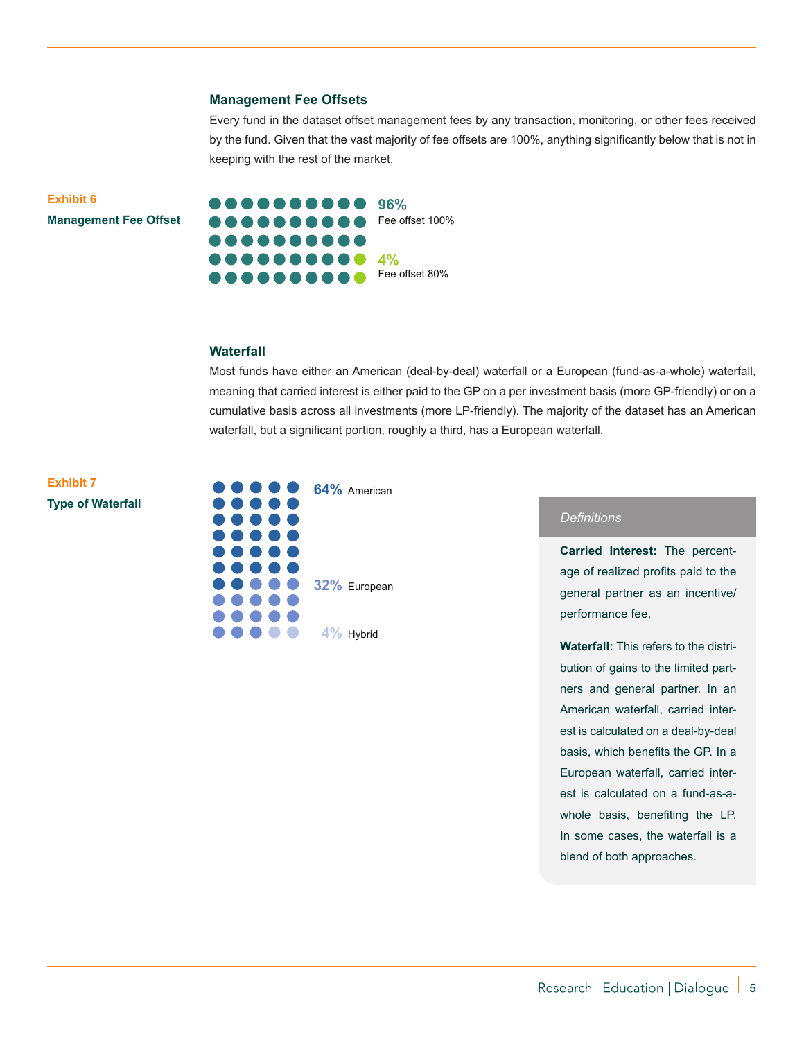### Management Fee Offsets

Every fund in the dataset offset management fees by any transaction, monitoring, or other fees received by the fund. Given that the vast majority of fee offsets are 100%, anything significantly below that is not in keeping with the rest of the market.

**Exhibit 6**

**Management Fee Offset**

96% Fee offset 100%

4% Fee offset 80%

### Waterfall

Most funds have either an American (deal-by-deal) waterfall or a European (fund-as-a-whole) waterfall, meaning that carried interest is either paid to the GP on a per investment basis (more GP-friendly) or on a cumulative basis across all investments (more LP-friendly). The majority of the dataset has an American waterfall, but a significant portion, roughly a third, has a European waterfall.

**Exhibit 7**

**Type of Waterfall**

64% American

32% European

4% Hybrid

*Definitions*

**Carried Interest:** The percentage of realized profits paid to the general partner as an incentive/ performance fee.

**Waterfall:** This refers to the distribution of gains to the limited partners and general partner. In an American waterfall, carried interest is calculated on a deal-by-deal basis, which benefits the GP. In a European waterfall, carried interest is calculated on a fund-as-a-whole basis, benefiting the LP. In some cases, the waterfall is a blend of both approaches.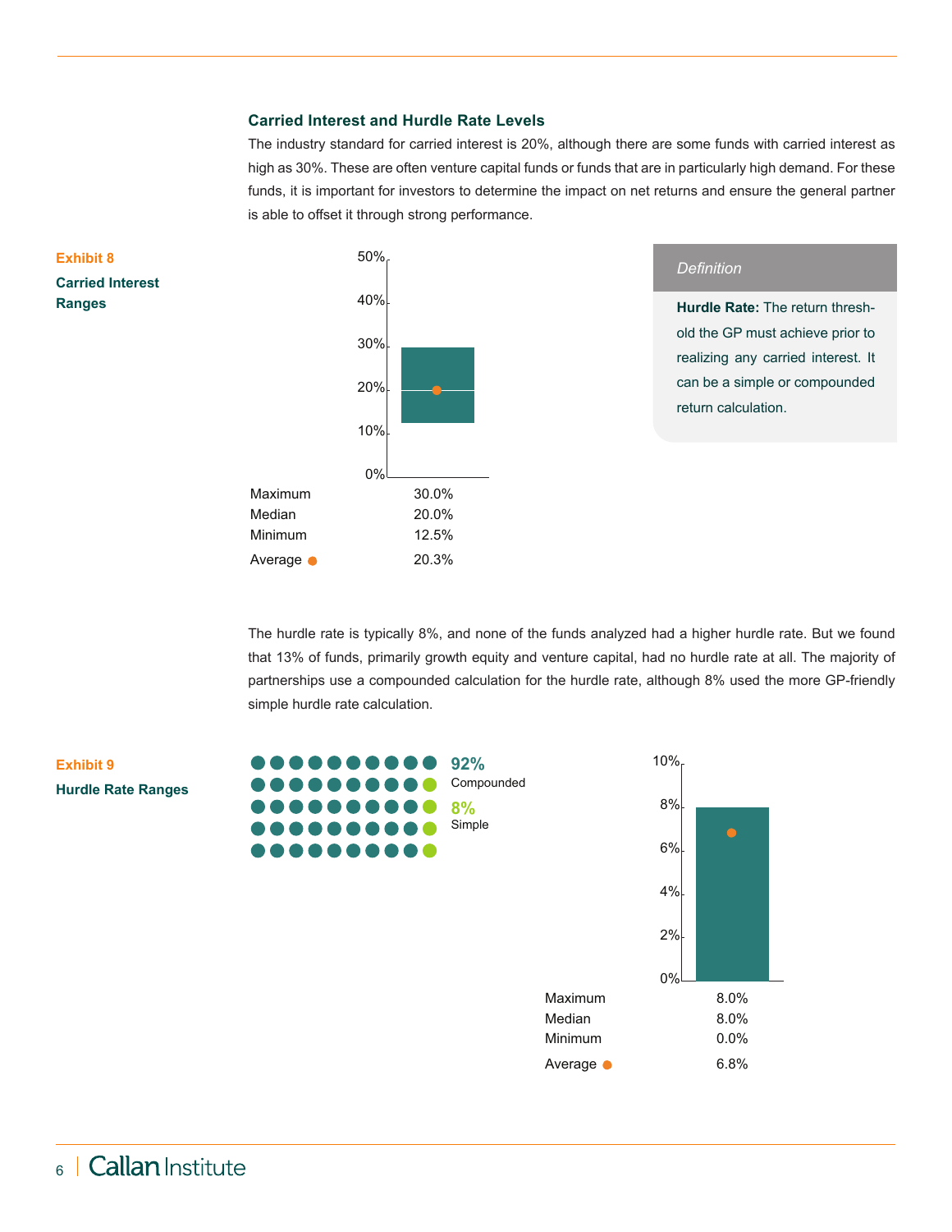### Carried Interest and Hurdle Rate Levels

The industry standard for carried interest is 20%, although there are some funds with carried interest as high as 30%. These are often venture capital funds or funds that are in particularly high demand. For these funds, it is important for investors to determine the impact on net returns and ensure the general partner is able to offset it through strong performance.

**Exhibit 8**

**Carried Interest Ranges**

| | |
|---|---|
| Maximum | 30.0% |
| Median | 20.0% |
| Minimum | 12.5% |
| Average | 20.3% |

*Definition*

**Hurdle Rate:** The return threshold the GP must achieve prior to realizing any carried interest. It can be a simple or compounded return calculation.

The hurdle rate is typically 8%, and none of the funds analyzed had a higher hurdle rate. But we found that 13% of funds, primarily growth equity and venture capital, had no hurdle rate at all. The majority of partnerships use a compounded calculation for the hurdle rate, although 8% used the more GP-friendly simple hurdle rate calculation.

**Exhibit 9**

**Hurdle Rate Ranges**

92% Compounded

8% Simple

| | |
|---|---|
| Maximum | 8.0% |
| Median | 8.0% |
| Minimum | 0.0% |
| Average | 6.8% |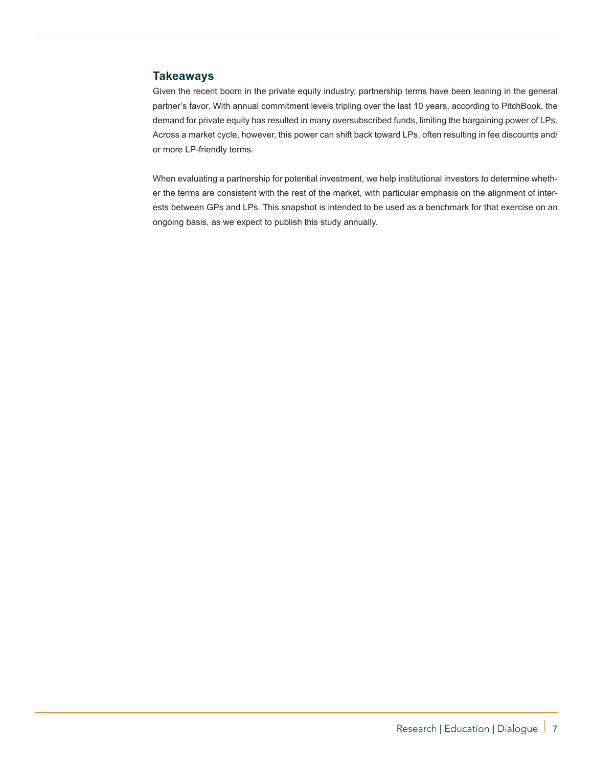## Takeaways

Given the recent boom in the private equity industry, partnership terms have been leaning in the general partner's favor. With annual commitment levels tripling over the last 10 years, according to PitchBook, the demand for private equity has resulted in many oversubscribed funds, limiting the bargaining power of LPs. Across a market cycle, however, this power can shift back toward LPs, often resulting in fee discounts and/or more LP-friendly terms.

When evaluating a partnership for potential investment, we help institutional investors to determine whether the terms are consistent with the rest of the market, with particular emphasis on the alignment of interests between GPs and LPs. This snapshot is intended to be used as a benchmark for that exercise on an ongoing basis, as we expect to publish this study annually.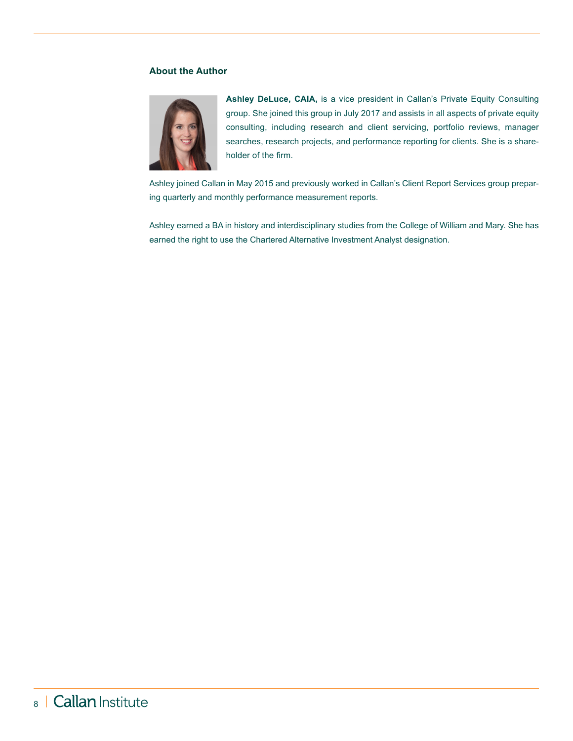### About the Author

**Ashley DeLuce, CAIA,** is a vice president in Callan's Private Equity Consulting group. She joined this group in July 2017 and assists in all aspects of private equity consulting, including research and client servicing, portfolio reviews, manager searches, research projects, and performance reporting for clients. She is a shareholder of the firm.

Ashley joined Callan in May 2015 and previously worked in Callan's Client Report Services group preparing quarterly and monthly performance measurement reports.

Ashley earned a BA in history and interdisciplinary studies from the College of William and Mary. She has earned the right to use the Chartered Alternative Investment Analyst designation.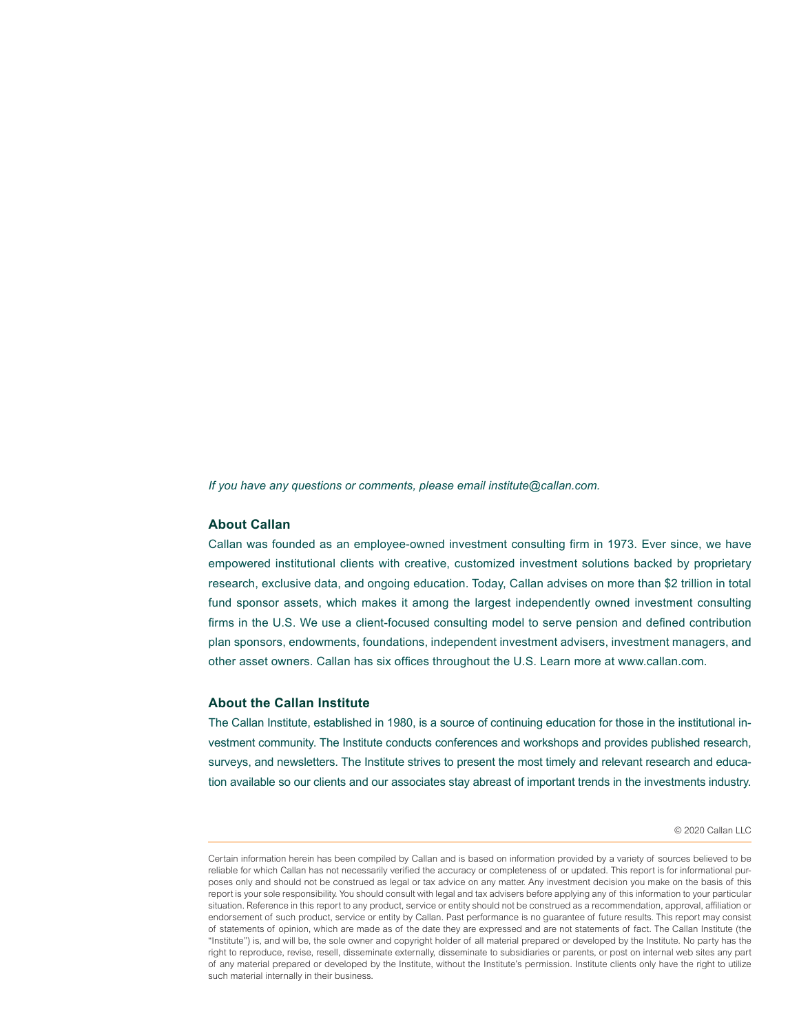*If you have any questions or comments, please email institute@callan.com.*

## About Callan

Callan was founded as an employee-owned investment consulting firm in 1973. Ever since, we have empowered institutional clients with creative, customized investment solutions backed by proprietary research, exclusive data, and ongoing education. Today, Callan advises on more than $2 trillion in total fund sponsor assets, which makes it among the largest independently owned investment consulting firms in the U.S. We use a client-focused consulting model to serve pension and defined contribution plan sponsors, endowments, foundations, independent investment advisers, investment managers, and other asset owners. Callan has six offices throughout the U.S. Learn more at www.callan.com.

## About the Callan Institute

The Callan Institute, established in 1980, is a source of continuing education for those in the institutional investment community. The Institute conducts conferences and workshops and provides published research, surveys, and newsletters. The Institute strives to present the most timely and relevant research and education available so our clients and our associates stay abreast of important trends in the investments industry.

© 2020 Callan LLC

---

Certain information herein has been compiled by Callan and is based on information provided by a variety of sources believed to be reliable for which Callan has not necessarily verified the accuracy or completeness of or updated. This report is for informational purposes only and should not be construed as legal or tax advice on any matter. Any investment decision you make on the basis of this report is your sole responsibility. You should consult with legal and tax advisers before applying any of this information to your particular situation. Reference in this report to any product, service or entity should not be construed as a recommendation, approval, affiliation or endorsement of such product, service or entity by Callan. Past performance is no guarantee of future results. This report may consist of statements of opinion, which are made as of the date they are expressed and are not statements of fact. The Callan Institute (the "Institute") is, and will be, the sole owner and copyright holder of all material prepared or developed by the Institute. No party has the right to reproduce, revise, resell, disseminate externally, disseminate to subsidiaries or parents, or post on internal web sites any part of any material prepared or developed by the Institute, without the Institute's permission. Institute clients only have the right to utilize such material internally in their business.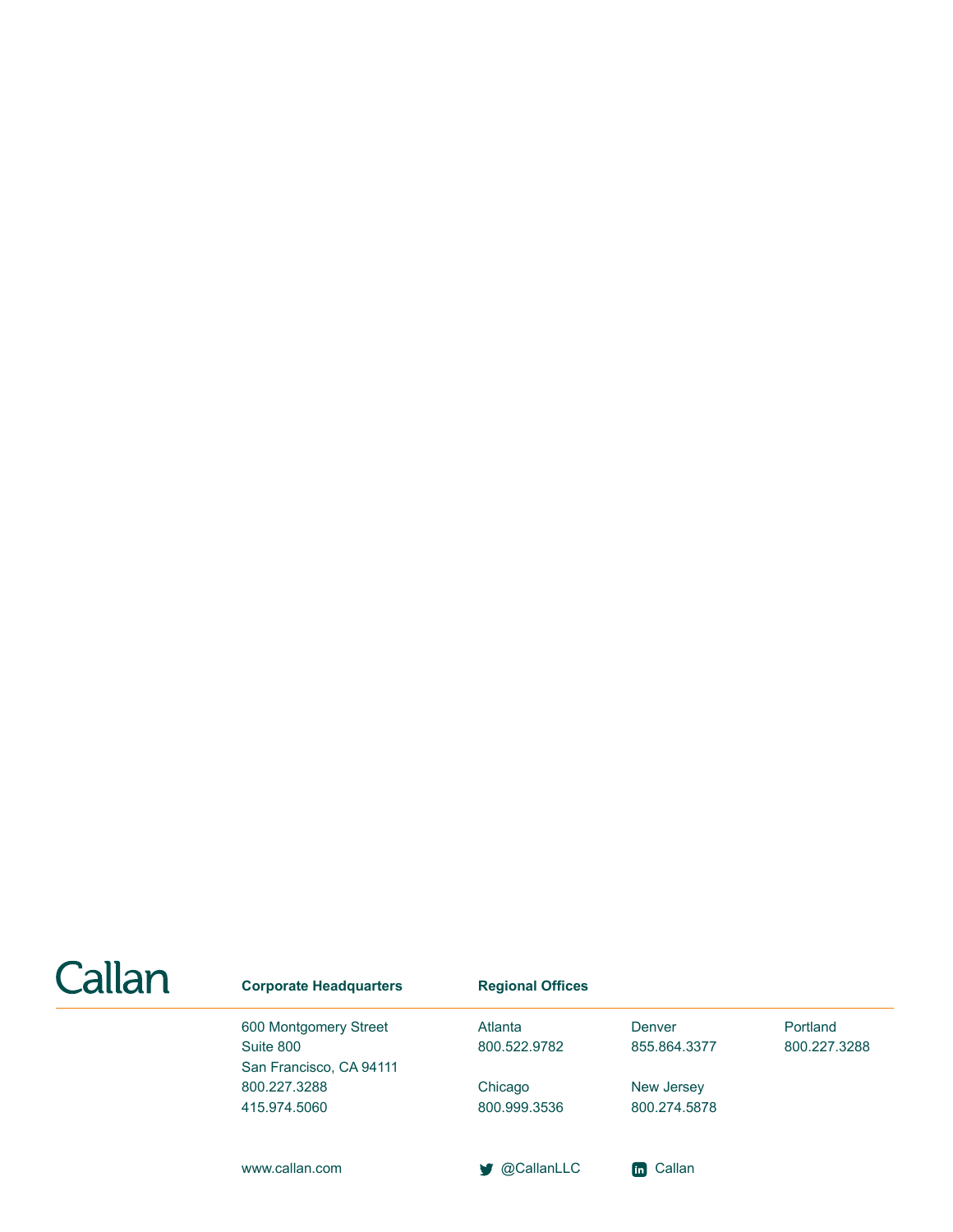Callan

**Corporate Headquarters**

600 Montgomery Street
Suite 800
San Francisco, CA 94111
800.227.3288
415.974.5060

**Regional Offices**

Atlanta
800.522.9782

Chicago
800.999.3536

Denver
855.864.3377

New Jersey
800.274.5878

Portland
800.227.3288

www.callan.com

@CallanLLC

Callan